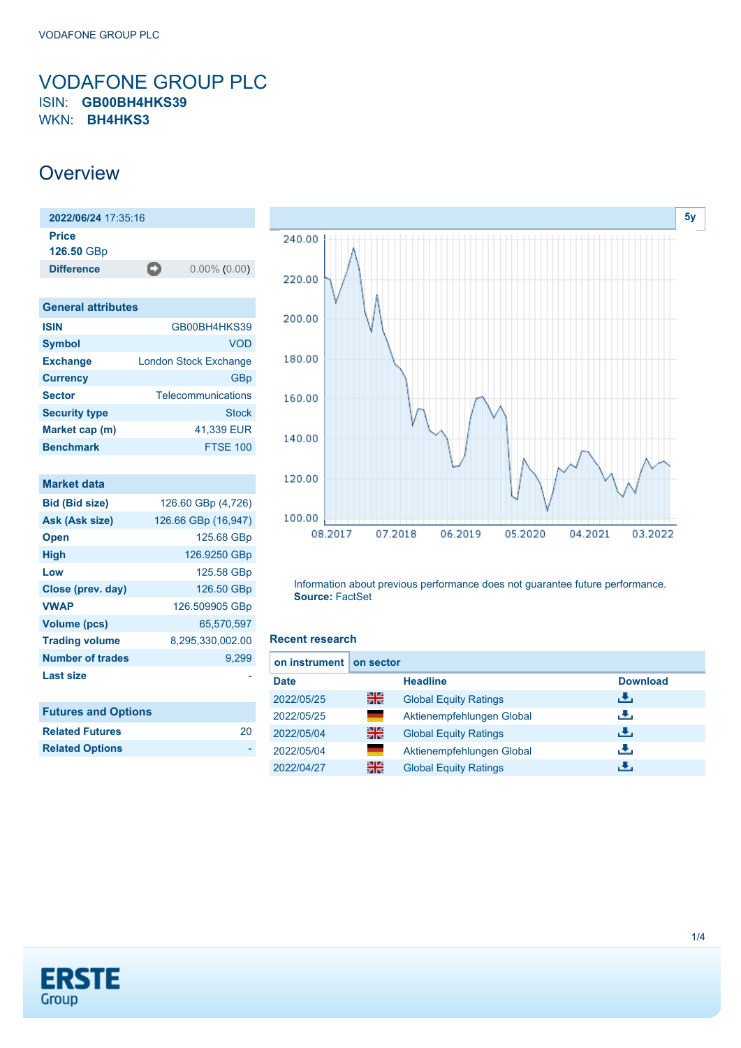# VODAFONE GROUP PLC

ISIN: **GB00BH4HKS39**
WKN: **BH4HKS3**

## Overview

**2022/06/24** 17:35:16

**Price**
**126.50** GBp

**Difference** 0.00% (0.00)

### General attributes

| | |
|---|---|
| **ISIN** | GB00BH4HKS39 |
| **Symbol** | VOD |
| **Exchange** | London Stock Exchange |
| **Currency** | GBp |
| **Sector** | Telecommunications |
| **Security type** | Stock |
| **Market cap (m)** | 41,339 EUR |
| **Benchmark** | FTSE 100 |

### Market data

| | |
|---|---|
| **Bid (Bid size)** | 126.60 GBp (4,726) |
| **Ask (Ask size)** | 126.66 GBp (16,947) |
| **Open** | 125.68 GBp |
| **High** | 126.9250 GBp |
| **Low** | 125.58 GBp |
| **Close (prev. day)** | 126.50 GBp |
| **VWAP** | 126.509905 GBp |
| **Volume (pcs)** | 65,570,597 |
| **Trading volume** | 8,295,330,002.00 |
| **Number of trades** | 9,299 |
| **Last size** | - |

### Futures and Options

| | |
|---|---|
| **Related Futures** | 20 |
| **Related Options** | - |

5y

Information about previous performance does not guarantee future performance.
**Source:** FactSet

### Recent research

on instrument | on sector

| Date | | Headline | Download |
|---|---|---|---|
| 2022/05/25 | UK | Global Equity Ratings | |
| 2022/05/25 | DE | Aktienempfehlungen Global | |
| 2022/05/04 | UK | Global Equity Ratings | |
| 2022/05/04 | DE | Aktienempfehlungen Global | |
| 2022/04/27 | UK | Global Equity Ratings | |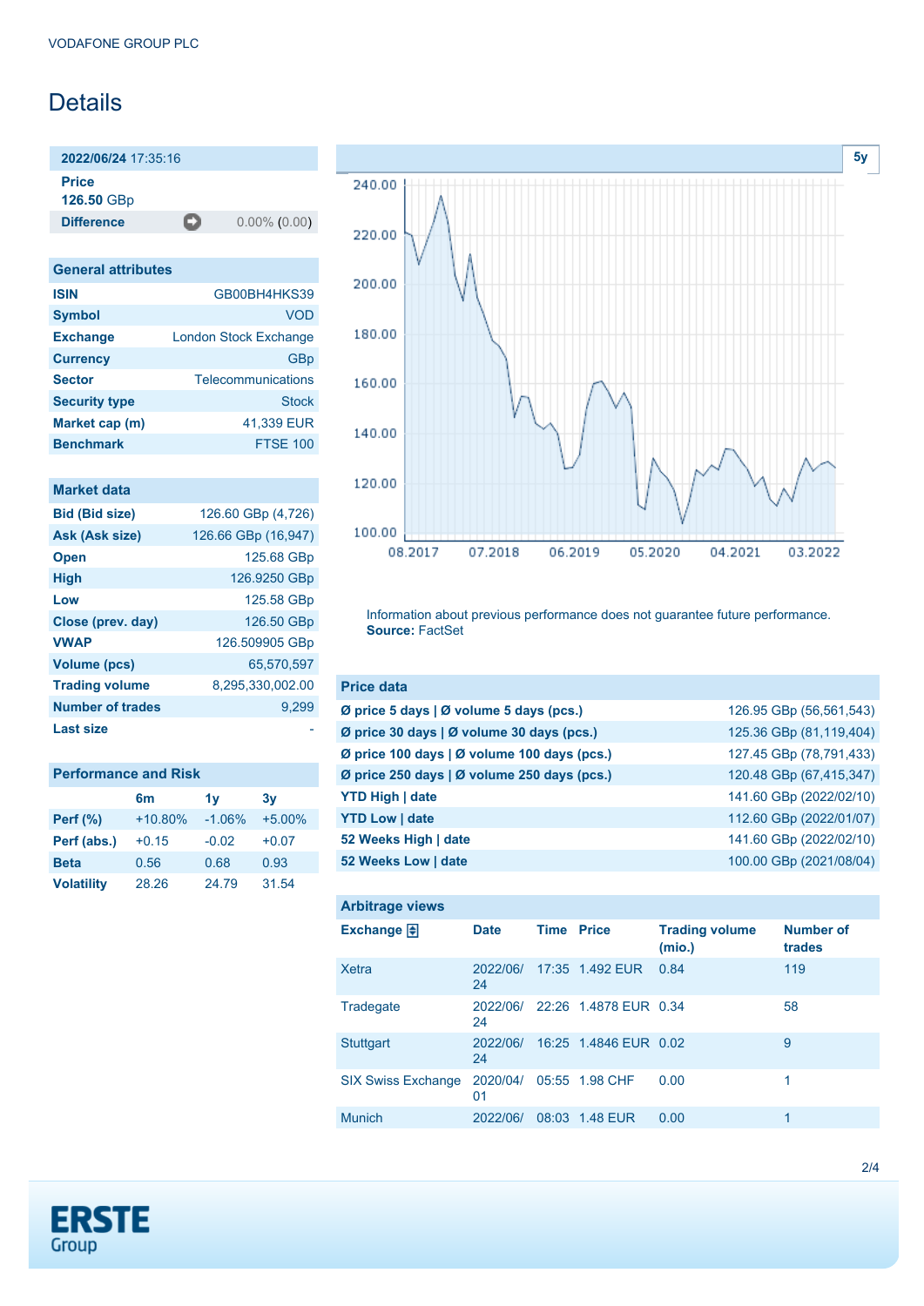# Details

| 2022/06/24 17:35:16 | |
|---|---|
| **Price** | **126.50** GBp |
| **Difference** | 0.00% (0.00) |

| General attributes | |
|---|---|
| **ISIN** | GB00BH4HKS39 |
| **Symbol** | VOD |
| **Exchange** | London Stock Exchange |
| **Currency** | GBp |
| **Sector** | Telecommunications |
| **Security type** | Stock |
| **Market cap (m)** | 41,339 EUR |
| **Benchmark** | FTSE 100 |

| Market data | |
|---|---|
| **Bid (Bid size)** | 126.60 GBp (4,726) |
| **Ask (Ask size)** | 126.66 GBp (16,947) |
| **Open** | 125.68 GBp |
| **High** | 126.9250 GBp |
| **Low** | 125.58 GBp |
| **Close (prev. day)** | 126.50 GBp |
| **VWAP** | 126.509905 GBp |
| **Volume (pcs)** | 65,570,597 |
| **Trading volume** | 8,295,330,002.00 |
| **Number of trades** | 9,299 |
| **Last size** | - |

## Performance and Risk

| | 6m | 1y | 3y |
|---|---|---|---|
| **Perf (%)** | +10.80% | -1.06% | +5.00% |
| **Perf (abs.)** | +0.15 | -0.02 | +0.07 |
| **Beta** | 0.56 | 0.68 | 0.93 |
| **Volatility** | 28.26 | 24.79 | 31.54 |

Information about previous performance does not guarantee future performance.
**Source:** FactSet

| Price data | |
|---|---|
| **Ø price 5 days \| Ø volume 5 days (pcs.)** | 126.95 GBp (56,561,543) |
| **Ø price 30 days \| Ø volume 30 days (pcs.)** | 125.36 GBp (81,119,404) |
| **Ø price 100 days \| Ø volume 100 days (pcs.)** | 127.45 GBp (78,791,433) |
| **Ø price 250 days \| Ø volume 250 days (pcs.)** | 120.48 GBp (67,415,347) |
| **YTD High \| date** | 141.60 GBp (2022/02/10) |
| **YTD Low \| date** | 112.60 GBp (2022/01/07) |
| **52 Weeks High \| date** | 141.60 GBp (2022/02/10) |
| **52 Weeks Low \| date** | 100.00 GBp (2021/08/04) |

## Arbitrage views

| Exchange | Date | Time | Price | Trading volume (mio.) | Number of trades |
|---|---|---|---|---|---|
| Xetra | 2022/06/24 | 17:35 | 1.492 EUR | 0.84 | 119 |
| Tradegate | 2022/06/24 | 22:26 | 1.4878 EUR | 0.34 | 58 |
| Stuttgart | 2022/06/24 | 16:25 | 1.4846 EUR | 0.02 | 9 |
| SIX Swiss Exchange | 2020/04/01 | 05:55 | 1.98 CHF | 0.00 | 1 |
| Munich | 2022/06/ | 08:03 | 1.48 EUR | 0.00 | 1 |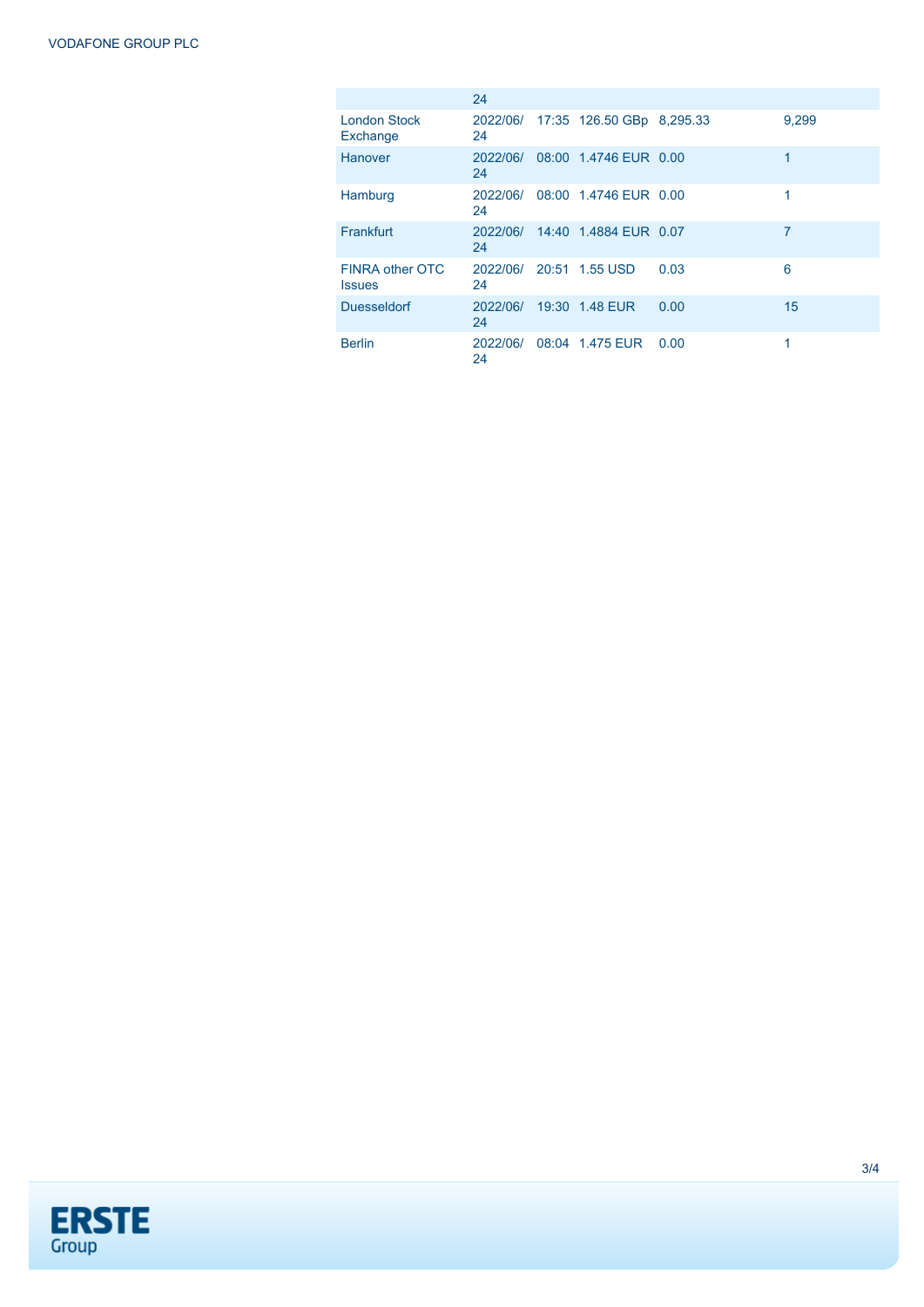|  | 24 |  |  |  |  |
|---|---|---|---|---|---|
| London Stock Exchange | 2022/06/24 | 17:35 | 126.50 GBp | 8,295.33 | 9,299 |
| Hanover | 2022/06/24 | 08:00 | 1.4746 EUR | 0.00 | 1 |
| Hamburg | 2022/06/24 | 08:00 | 1.4746 EUR | 0.00 | 1 |
| Frankfurt | 2022/06/24 | 14:40 | 1.4884 EUR | 0.07 | 7 |
| FINRA other OTC Issues | 2022/06/24 | 20:51 | 1.55 USD | 0.03 | 6 |
| Duesseldorf | 2022/06/24 | 19:30 | 1.48 EUR | 0.00 | 15 |
| Berlin | 2022/06/24 | 08:04 | 1.475 EUR | 0.00 | 1 |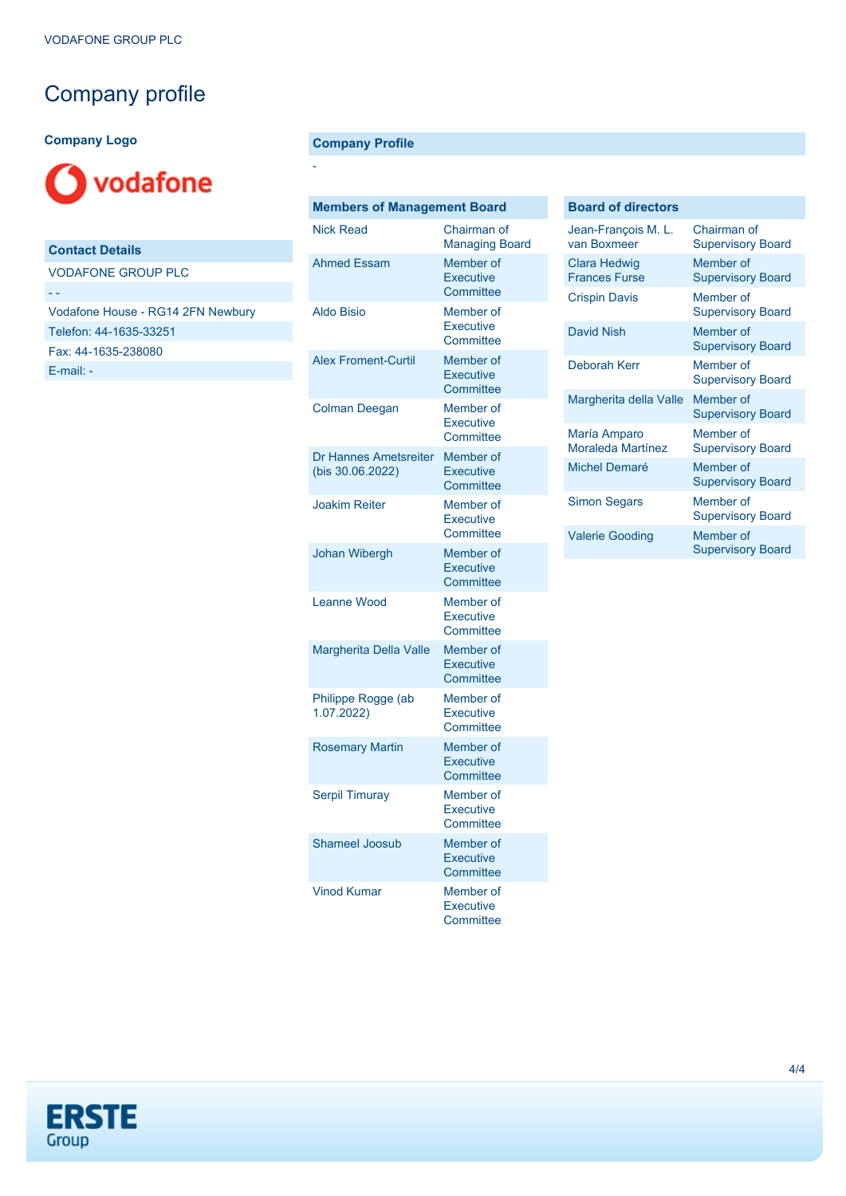# Company profile

**Company Logo**

vodafone

| Contact Details |
| --- |
| VODAFONE GROUP PLC |
| - - |
| Vodafone House - RG14 2FN Newbury |
| Telefon: 44-1635-33251 |
| Fax: 44-1635-238080 |
| E-mail: - |

**Company Profile**

-

| Members of Management Board | |
| --- | --- |
| Nick Read | Chairman of Managing Board |
| Ahmed Essam | Member of Executive Committee |
| Aldo Bisio | Member of Executive Committee |
| Alex Froment-Curtil | Member of Executive Committee |
| Colman Deegan | Member of Executive Committee |
| Dr Hannes Ametsreiter (bis 30.06.2022) | Member of Executive Committee |
| Joakim Reiter | Member of Executive Committee |
| Johan Wibergh | Member of Executive Committee |
| Leanne Wood | Member of Executive Committee |
| Margherita Della Valle | Member of Executive Committee |
| Philippe Rogge (ab 1.07.2022) | Member of Executive Committee |
| Rosemary Martin | Member of Executive Committee |
| Serpil Timuray | Member of Executive Committee |
| Shameel Joosub | Member of Executive Committee |
| Vinod Kumar | Member of Executive Committee |

| Board of directors | |
| --- | --- |
| Jean-François M. L. van Boxmeer | Chairman of Supervisory Board |
| Clara Hedwig Frances Furse | Member of Supervisory Board |
| Crispin Davis | Member of Supervisory Board |
| David Nish | Member of Supervisory Board |
| Deborah Kerr | Member of Supervisory Board |
| Margherita della Valle | Member of Supervisory Board |
| María Amparo Moraleda Martínez | Member of Supervisory Board |
| Michel Demaré | Member of Supervisory Board |
| Simon Segars | Member of Supervisory Board |
| Valerie Gooding | Member of Supervisory Board |